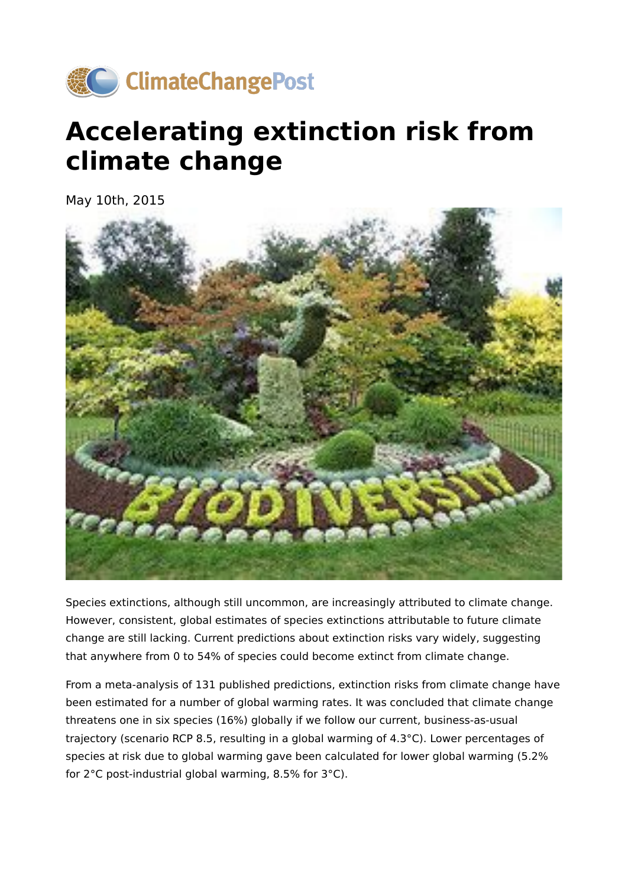ClimateChangePost

# Accelerating extinction risk from climate change

May 10th, 2015

Species extinctions, although still uncommon, are increasingly attributed to climate change. However, consistent, global estimates of species extinctions attributable to future climate change are still lacking. Current predictions about extinction risks vary widely, suggesting that anywhere from 0 to 54% of species could become extinct from climate change.

From a meta-analysis of 131 published predictions, extinction risks from climate change have been estimated for a number of global warming rates. It was concluded that climate change threatens one in six species (16%) globally if we follow our current, business-as-usual trajectory (scenario RCP 8.5, resulting in a global warming of 4.3°C). Lower percentages of species at risk due to global warming gave been calculated for lower global warming (5.2% for 2°C post-industrial global warming, 8.5% for 3°C).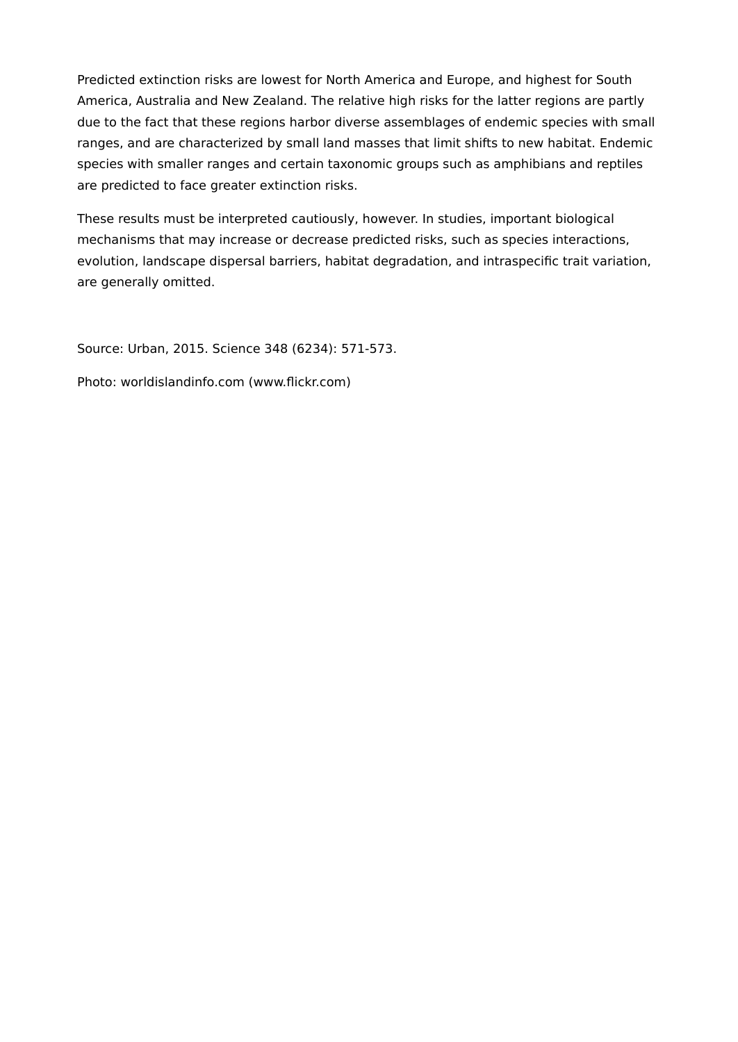Predicted extinction risks are lowest for North America and Europe, and highest for South America, Australia and New Zealand. The relative high risks for the latter regions are partly due to the fact that these regions harbor diverse assemblages of endemic species with small ranges, and are characterized by small land masses that limit shifts to new habitat. Endemic species with smaller ranges and certain taxonomic groups such as amphibians and reptiles are predicted to face greater extinction risks.

These results must be interpreted cautiously, however. In studies, important biological mechanisms that may increase or decrease predicted risks, such as species interactions, evolution, landscape dispersal barriers, habitat degradation, and intraspecific trait variation, are generally omitted.

Source: Urban, 2015. Science 348 (6234): 571-573.

Photo: worldislandinfo.com (www.flickr.com)